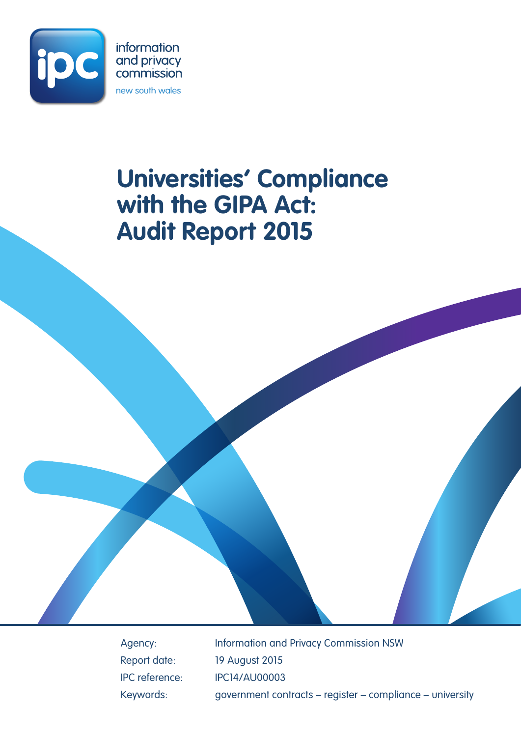information and privacy commission

new south wales

# Universities' Compliance with the GIPA Act: Audit Report 2015

| | |
|---|---|
| Agency: | Information and Privacy Commission NSW |
| Report date: | 19 August 2015 |
| IPC reference: | IPC14/AU00003 |
| Keywords: | government contracts – register – compliance – university |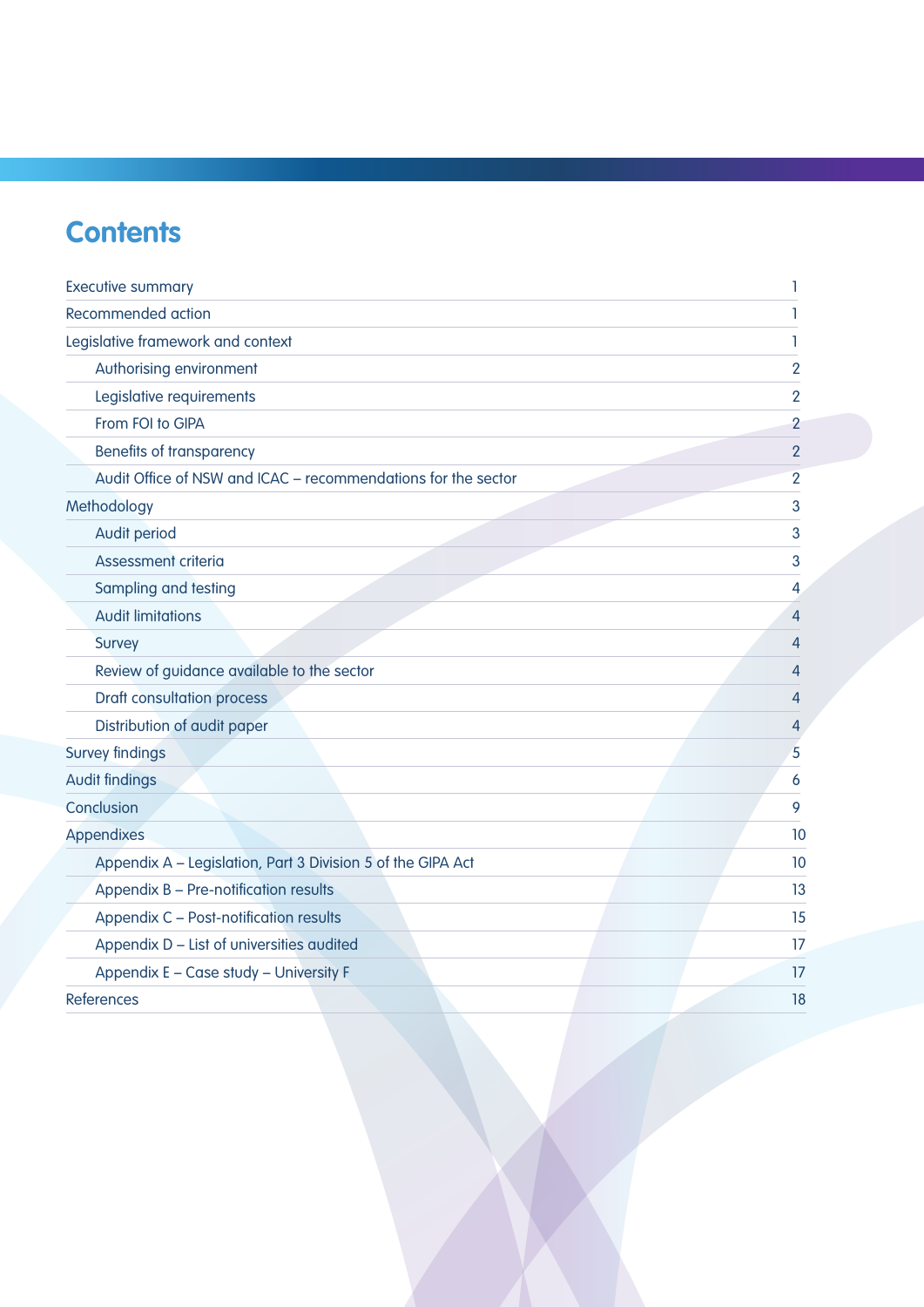# Contents

| | |
|---|---|
| Executive summary | 1 |
| Recommended action | 1 |
| Legislative framework and context | 1 |
| Authorising environment | 2 |
| Legislative requirements | 2 |
| From FOI to GIPA | 2 |
| Benefits of transparency | 2 |
| Audit Office of NSW and ICAC – recommendations for the sector | 2 |
| Methodology | 3 |
| Audit period | 3 |
| Assessment criteria | 3 |
| Sampling and testing | 4 |
| Audit limitations | 4 |
| Survey | 4 |
| Review of guidance available to the sector | 4 |
| Draft consultation process | 4 |
| Distribution of audit paper | 4 |
| Survey findings | 5 |
| Audit findings | 6 |
| Conclusion | 9 |
| Appendixes | 10 |
| Appendix A – Legislation, Part 3 Division 5 of the GIPA Act | 10 |
| Appendix B – Pre-notification results | 13 |
| Appendix C – Post-notification results | 15 |
| Appendix D – List of universities audited | 17 |
| Appendix E – Case study – University F | 17 |
| References | 18 |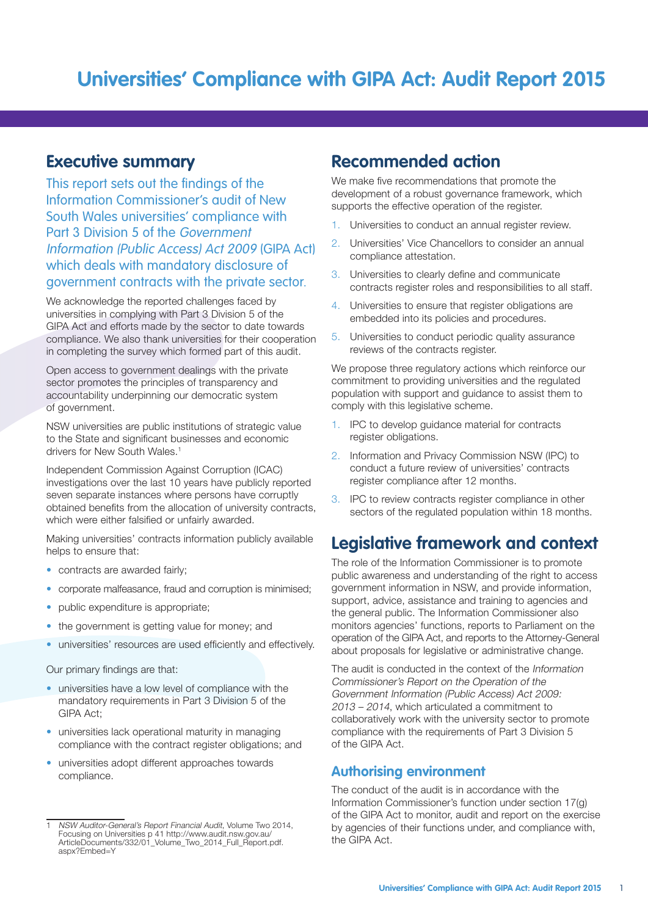# Universities' Compliance with GIPA Act: Audit Report 2015

## Executive summary

This report sets out the findings of the Information Commissioner's audit of New South Wales universities' compliance with Part 3 Division 5 of the *Government Information (Public Access) Act 2009* (GIPA Act) which deals with mandatory disclosure of government contracts with the private sector.

We acknowledge the reported challenges faced by universities in complying with Part 3 Division 5 of the GIPA Act and efforts made by the sector to date towards compliance. We also thank universities for their cooperation in completing the survey which formed part of this audit.

Open access to government dealings with the private sector promotes the principles of transparency and accountability underpinning our democratic system of government.

NSW universities are public institutions of strategic value to the State and significant businesses and economic drivers for New South Wales.[1]

Independent Commission Against Corruption (ICAC) investigations over the last 10 years have publicly reported seven separate instances where persons have corruptly obtained benefits from the allocation of university contracts, which were either falsified or unfairly awarded.

Making universities' contracts information publicly available helps to ensure that:

- contracts are awarded fairly;
- corporate malfeasance, fraud and corruption is minimised;
- public expenditure is appropriate;
- the government is getting value for money; and
- universities' resources are used efficiently and effectively.

Our primary findings are that:

- universities have a low level of compliance with the mandatory requirements in Part 3 Division 5 of the GIPA Act;
- universities lack operational maturity in managing compliance with the contract register obligations; and
- universities adopt different approaches towards compliance.

1 *NSW Auditor-General's Report Financial Audit*, Volume Two 2014, Focusing on Universities p 41 http://www.audit.nsw.gov.au/ArticleDocuments/332/01_Volume_Two_2014_Full_Report.pdf.aspx?Embed=Y

## Recommended action

We make five recommendations that promote the development of a robust governance framework, which supports the effective operation of the register.

1. Universities to conduct an annual register review.
2. Universities' Vice Chancellors to consider an annual compliance attestation.
3. Universities to clearly define and communicate contracts register roles and responsibilities to all staff.
4. Universities to ensure that register obligations are embedded into its policies and procedures.
5. Universities to conduct periodic quality assurance reviews of the contracts register.

We propose three regulatory actions which reinforce our commitment to providing universities and the regulated population with support and guidance to assist them to comply with this legislative scheme.

1. IPC to develop guidance material for contracts register obligations.
2. Information and Privacy Commission NSW (IPC) to conduct a future review of universities' contracts register compliance after 12 months.
3. IPC to review contracts register compliance in other sectors of the regulated population within 18 months.

## Legislative framework and context

The role of the Information Commissioner is to promote public awareness and understanding of the right to access government information in NSW, and provide information, support, advice, assistance and training to agencies and the general public. The Information Commissioner also monitors agencies' functions, reports to Parliament on the operation of the GIPA Act, and reports to the Attorney-General about proposals for legislative or administrative change.

The audit is conducted in the context of the *Information Commissioner's Report on the Operation of the Government Information (Public Access) Act 2009: 2013 – 2014*, which articulated a commitment to collaboratively work with the university sector to promote compliance with the requirements of Part 3 Division 5 of the GIPA Act.

### Authorising environment

The conduct of the audit is in accordance with the Information Commissioner's function under section 17(g) of the GIPA Act to monitor, audit and report on the exercise by agencies of their functions under, and compliance with, the GIPA Act.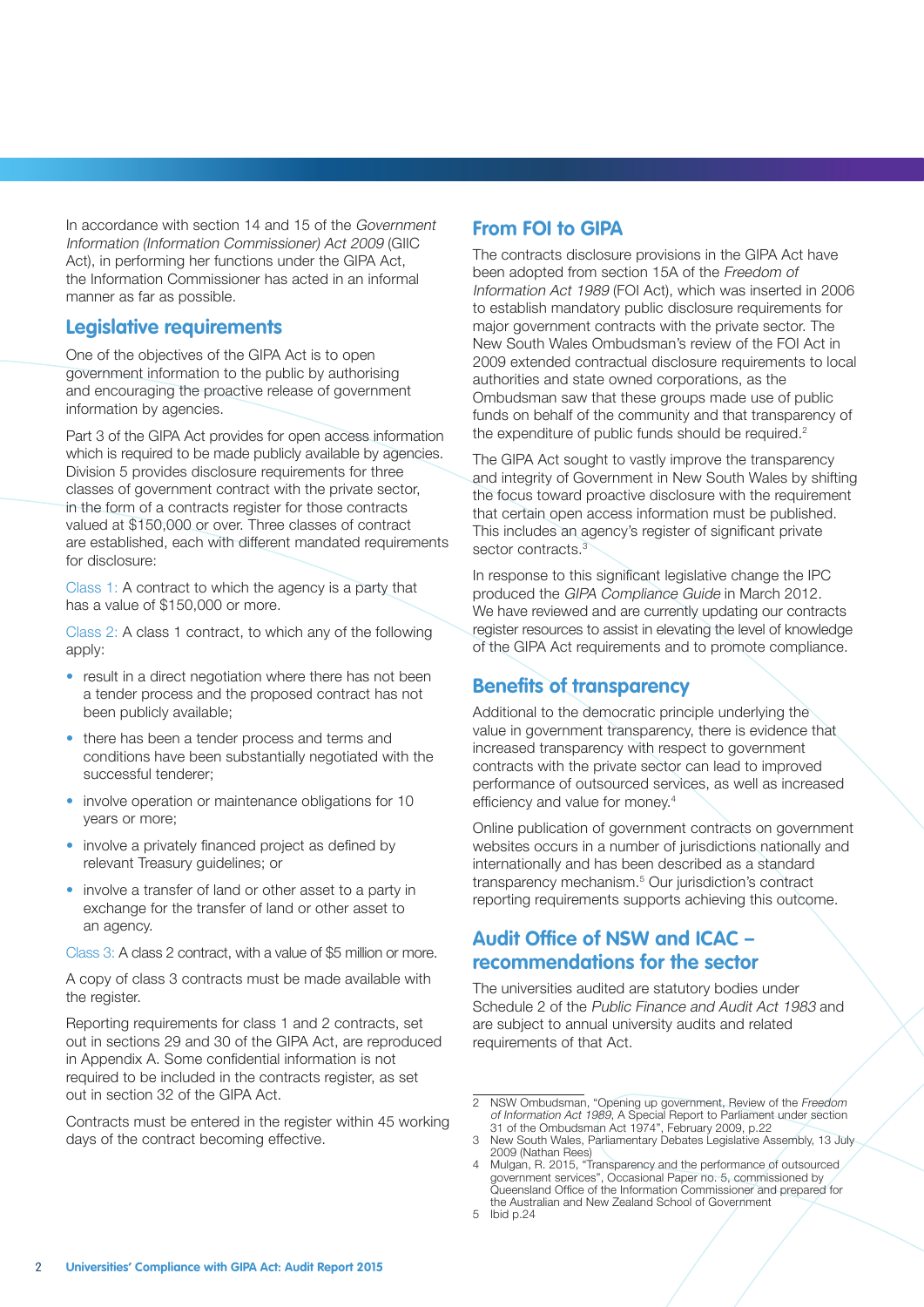In accordance with section 14 and 15 of the *Government Information (Information Commissioner) Act 2009* (GIIC Act), in performing her functions under the GIPA Act, the Information Commissioner has acted in an informal manner as far as possible.

## Legislative requirements

One of the objectives of the GIPA Act is to open government information to the public by authorising and encouraging the proactive release of government information by agencies.

Part 3 of the GIPA Act provides for open access information which is required to be made publicly available by agencies. Division 5 provides disclosure requirements for three classes of government contract with the private sector, in the form of a contracts register for those contracts valued at $150,000 or over. Three classes of contract are established, each with different mandated requirements for disclosure:

Class 1: A contract to which the agency is a party that has a value of $150,000 or more.

Class 2: A class 1 contract, to which any of the following apply:

- result in a direct negotiation where there has not been a tender process and the proposed contract has not been publicly available;
- there has been a tender process and terms and conditions have been substantially negotiated with the successful tenderer;
- involve operation or maintenance obligations for 10 years or more;
- involve a privately financed project as defined by relevant Treasury guidelines; or
- involve a transfer of land or other asset to a party in exchange for the transfer of land or other asset to an agency.

Class 3: A class 2 contract, with a value of $5 million or more.

A copy of class 3 contracts must be made available with the register.

Reporting requirements for class 1 and 2 contracts, set out in sections 29 and 30 of the GIPA Act, are reproduced in Appendix A. Some confidential information is not required to be included in the contracts register, as set out in section 32 of the GIPA Act.

Contracts must be entered in the register within 45 working days of the contract becoming effective.

## From FOI to GIPA

The contracts disclosure provisions in the GIPA Act have been adopted from section 15A of the *Freedom of Information Act 1989* (FOI Act), which was inserted in 2006 to establish mandatory public disclosure requirements for major government contracts with the private sector. The New South Wales Ombudsman's review of the FOI Act in 2009 extended contractual disclosure requirements to local authorities and state owned corporations, as the Ombudsman saw that these groups made use of public funds on behalf of the community and that transparency of the expenditure of public funds should be required.[2]

The GIPA Act sought to vastly improve the transparency and integrity of Government in New South Wales by shifting the focus toward proactive disclosure with the requirement that certain open access information must be published. This includes an agency's register of significant private sector contracts.[3]

In response to this significant legislative change the IPC produced the *GIPA Compliance Guide* in March 2012. We have reviewed and are currently updating our contracts register resources to assist in elevating the level of knowledge of the GIPA Act requirements and to promote compliance.

## Benefits of transparency

Additional to the democratic principle underlying the value in government transparency, there is evidence that increased transparency with respect to government contracts with the private sector can lead to improved performance of outsourced services, as well as increased efficiency and value for money.[4]

Online publication of government contracts on government websites occurs in a number of jurisdictions nationally and internationally and has been described as a standard transparency mechanism.[5] Our jurisdiction's contract reporting requirements supports achieving this outcome.

## Audit Office of NSW and ICAC – recommendations for the sector

The universities audited are statutory bodies under Schedule 2 of the *Public Finance and Audit Act 1983* and are subject to annual university audits and related requirements of that Act.

---

2 NSW Ombudsman, "Opening up government, Review of the *Freedom of Information Act 1989*, A Special Report to Parliament under section 31 of the Ombudsman Act 1974", February 2009, p.22

3 New South Wales, Parliamentary Debates Legislative Assembly, 13 July 2009 (Nathan Rees)

4 Mulgan, R. 2015, "Transparency and the performance of outsourced government services", Occasional Paper no. 5, commissioned by Queensland Office of the Information Commissioner and prepared for the Australian and New Zealand School of Government

5 Ibid p.24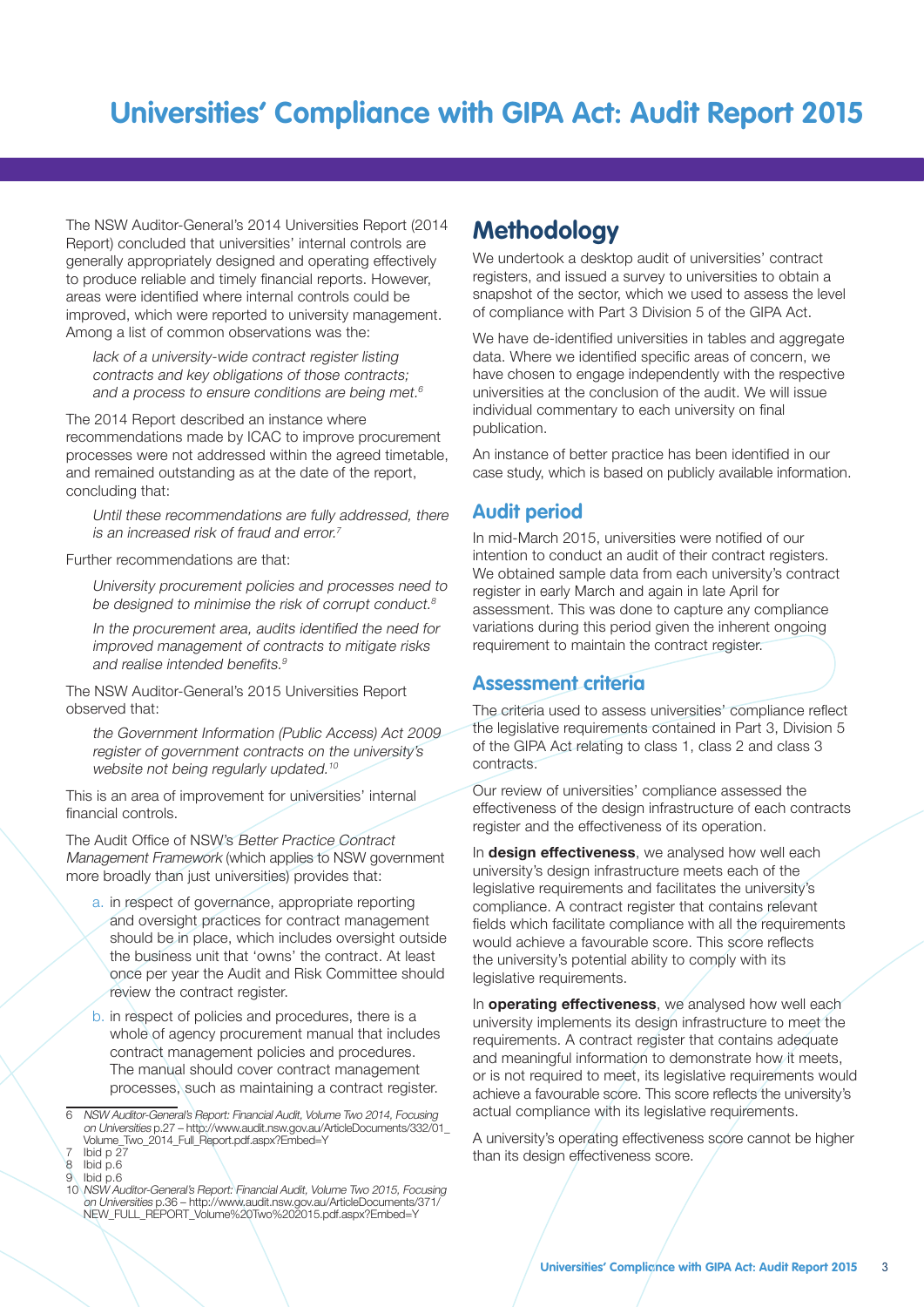The NSW Auditor-General's 2014 Universities Report (2014 Report) concluded that universities' internal controls are generally appropriately designed and operating effectively to produce reliable and timely financial reports. However, areas were identified where internal controls could be improved, which were reported to university management. Among a list of common observations was the:

> *lack of a university-wide contract register listing contracts and key obligations of those contracts; and a process to ensure conditions are being met.*[6]

The 2014 Report described an instance where recommendations made by ICAC to improve procurement processes were not addressed within the agreed timetable, and remained outstanding as at the date of the report, concluding that:

> *Until these recommendations are fully addressed, there is an increased risk of fraud and error.*[7]

Further recommendations are that:

> *University procurement policies and processes need to be designed to minimise the risk of corrupt conduct.*[8]
>
> *In the procurement area, audits identified the need for improved management of contracts to mitigate risks and realise intended benefits.*[9]

The NSW Auditor-General's 2015 Universities Report observed that:

> *the Government Information (Public Access) Act 2009 register of government contracts on the university's website not being regularly updated.*[10]

This is an area of improvement for universities' internal financial controls.

The Audit Office of NSW's *Better Practice Contract Management Framework* (which applies to NSW government more broadly than just universities) provides that:

a. in respect of governance, appropriate reporting and oversight practices for contract management should be in place, which includes oversight outside the business unit that 'owns' the contract. At least once per year the Audit and Risk Committee should review the contract register.

b. in respect of policies and procedures, there is a whole of agency procurement manual that includes contract management policies and procedures. The manual should cover contract management processes, such as maintaining a contract register.

## Methodology

We undertook a desktop audit of universities' contract registers, and issued a survey to universities to obtain a snapshot of the sector, which we used to assess the level of compliance with Part 3 Division 5 of the GIPA Act.

We have de-identified universities in tables and aggregate data. Where we identified specific areas of concern, we have chosen to engage independently with the respective universities at the conclusion of the audit. We will issue individual commentary to each university on final publication.

An instance of better practice has been identified in our case study, which is based on publicly available information.

### Audit period

In mid-March 2015, universities were notified of our intention to conduct an audit of their contract registers. We obtained sample data from each university's contract register in early March and again in late April for assessment. This was done to capture any compliance variations during this period given the inherent ongoing requirement to maintain the contract register.

### Assessment criteria

The criteria used to assess universities' compliance reflect the legislative requirements contained in Part 3, Division 5 of the GIPA Act relating to class 1, class 2 and class 3 contracts.

Our review of universities' compliance assessed the effectiveness of the design infrastructure of each contracts register and the effectiveness of its operation.

In **design effectiveness**, we analysed how well each university's design infrastructure meets each of the legislative requirements and facilitates the university's compliance. A contract register that contains relevant fields which facilitate compliance with all the requirements would achieve a favourable score. This score reflects the university's potential ability to comply with its legislative requirements.

In **operating effectiveness**, we analysed how well each university implements its design infrastructure to meet the requirements. A contract register that contains adequate and meaningful information to demonstrate how it meets, or is not required to meet, its legislative requirements would achieve a favourable score. This score reflects the university's actual compliance with its legislative requirements.

A university's operating effectiveness score cannot be higher than its design effectiveness score.

---

6 *NSW Auditor-General's Report: Financial Audit, Volume Two 2014, Focusing on Universities* p.27 – http://www.audit.nsw.gov.au/ArticleDocuments/332/01_Volume_Two_2014_Full_Report.pdf.aspx?Embed=Y

7 Ibid p 27

8 Ibid p.6

9 Ibid p.6

10 *NSW Auditor-General's Report: Financial Audit, Volume Two 2015, Focusing on Universities* p.36 – http://www.audit.nsw.gov.au/ArticleDocuments/371/NEW_FULL_REPORT_Volume%20Two%202015.pdf.aspx?Embed=Y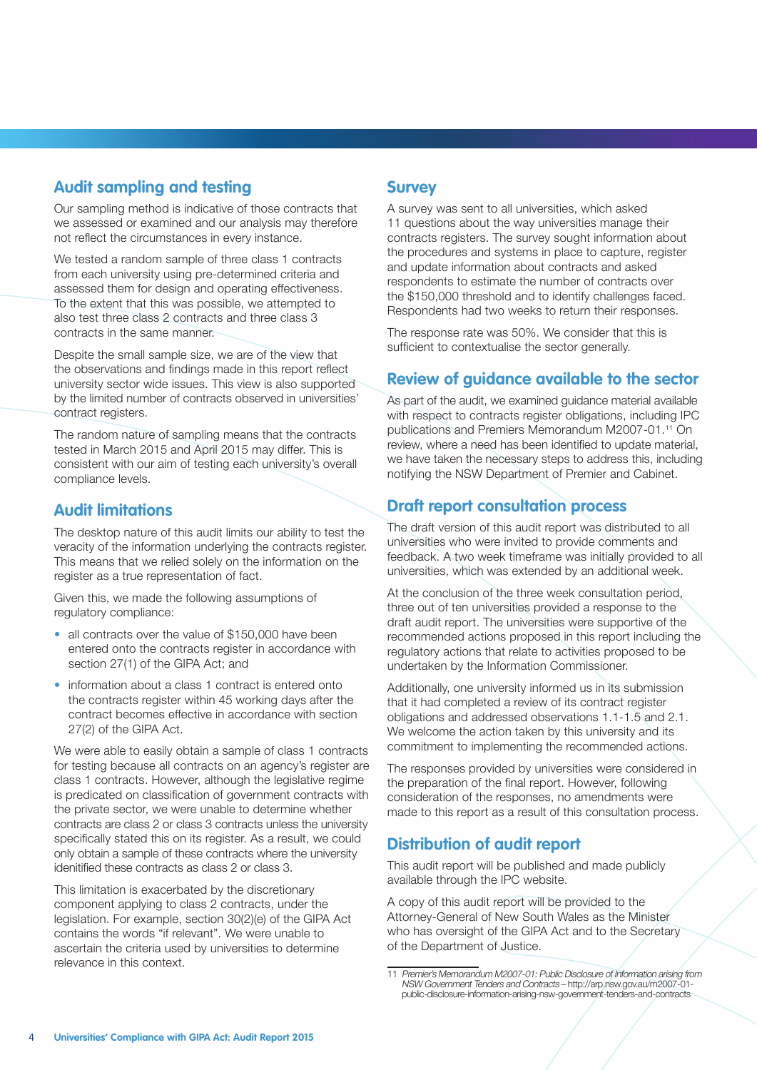## Audit sampling and testing

Our sampling method is indicative of those contracts that we assessed or examined and our analysis may therefore not reflect the circumstances in every instance.

We tested a random sample of three class 1 contracts from each university using pre-determined criteria and assessed them for design and operating effectiveness. To the extent that this was possible, we attempted to also test three class 2 contracts and three class 3 contracts in the same manner.

Despite the small sample size, we are of the view that the observations and findings made in this report reflect university sector wide issues. This view is also supported by the limited number of contracts observed in universities' contract registers.

The random nature of sampling means that the contracts tested in March 2015 and April 2015 may differ. This is consistent with our aim of testing each university's overall compliance levels.

## Audit limitations

The desktop nature of this audit limits our ability to test the veracity of the information underlying the contracts register. This means that we relied solely on the information on the register as a true representation of fact.

Given this, we made the following assumptions of regulatory compliance:

- all contracts over the value of $150,000 have been entered onto the contracts register in accordance with section 27(1) of the GIPA Act; and
- information about a class 1 contract is entered onto the contracts register within 45 working days after the contract becomes effective in accordance with section 27(2) of the GIPA Act.

We were able to easily obtain a sample of class 1 contracts for testing because all contracts on an agency's register are class 1 contracts. However, although the legislative regime is predicated on classification of government contracts with the private sector, we were unable to determine whether contracts are class 2 or class 3 contracts unless the university specifically stated this on its register. As a result, we could only obtain a sample of these contracts where the university idenitified these contracts as class 2 or class 3.

This limitation is exacerbated by the discretionary component applying to class 2 contracts, under the legislation. For example, section 30(2)(e) of the GIPA Act contains the words "if relevant". We were unable to ascertain the criteria used by universities to determine relevance in this context.

## Survey

A survey was sent to all universities, which asked 11 questions about the way universities manage their contracts registers. The survey sought information about the procedures and systems in place to capture, register and update information about contracts and asked respondents to estimate the number of contracts over the $150,000 threshold and to identify challenges faced. Respondents had two weeks to return their responses.

The response rate was 50%. We consider that this is sufficient to contextualise the sector generally.

## Review of guidance available to the sector

As part of the audit, we examined guidance material available with respect to contracts register obligations, including IPC publications and Premiers Memorandum M2007-01.[11] On review, where a need has been identified to update material, we have taken the necessary steps to address this, including notifying the NSW Department of Premier and Cabinet.

## Draft report consultation process

The draft version of this audit report was distributed to all universities who were invited to provide comments and feedback. A two week timeframe was initially provided to all universities, which was extended by an additional week.

At the conclusion of the three week consultation period, three out of ten universities provided a response to the draft audit report. The universities were supportive of the recommended actions proposed in this report including the regulatory actions that relate to activities proposed to be undertaken by the Information Commissioner.

Additionally, one university informed us in its submission that it had completed a review of its contract register obligations and addressed observations 1.1-1.5 and 2.1. We welcome the action taken by this university and its commitment to implementing the recommended actions.

The responses provided by universities were considered in the preparation of the final report. However, following consideration of the responses, no amendments were made to this report as a result of this consultation process.

## Distribution of audit report

This audit report will be published and made publicly available through the IPC website.

A copy of this audit report will be provided to the Attorney-General of New South Wales as the Minister who has oversight of the GIPA Act and to the Secretary of the Department of Justice.

---

11 *Premier's Memorandum M2007-01: Public Disclosure of Information arising from NSW Government Tenders and Contracts* – http://arp.nsw.gov.au/m2007-01-public-disclosure-information-arising-nsw-government-tenders-and-contracts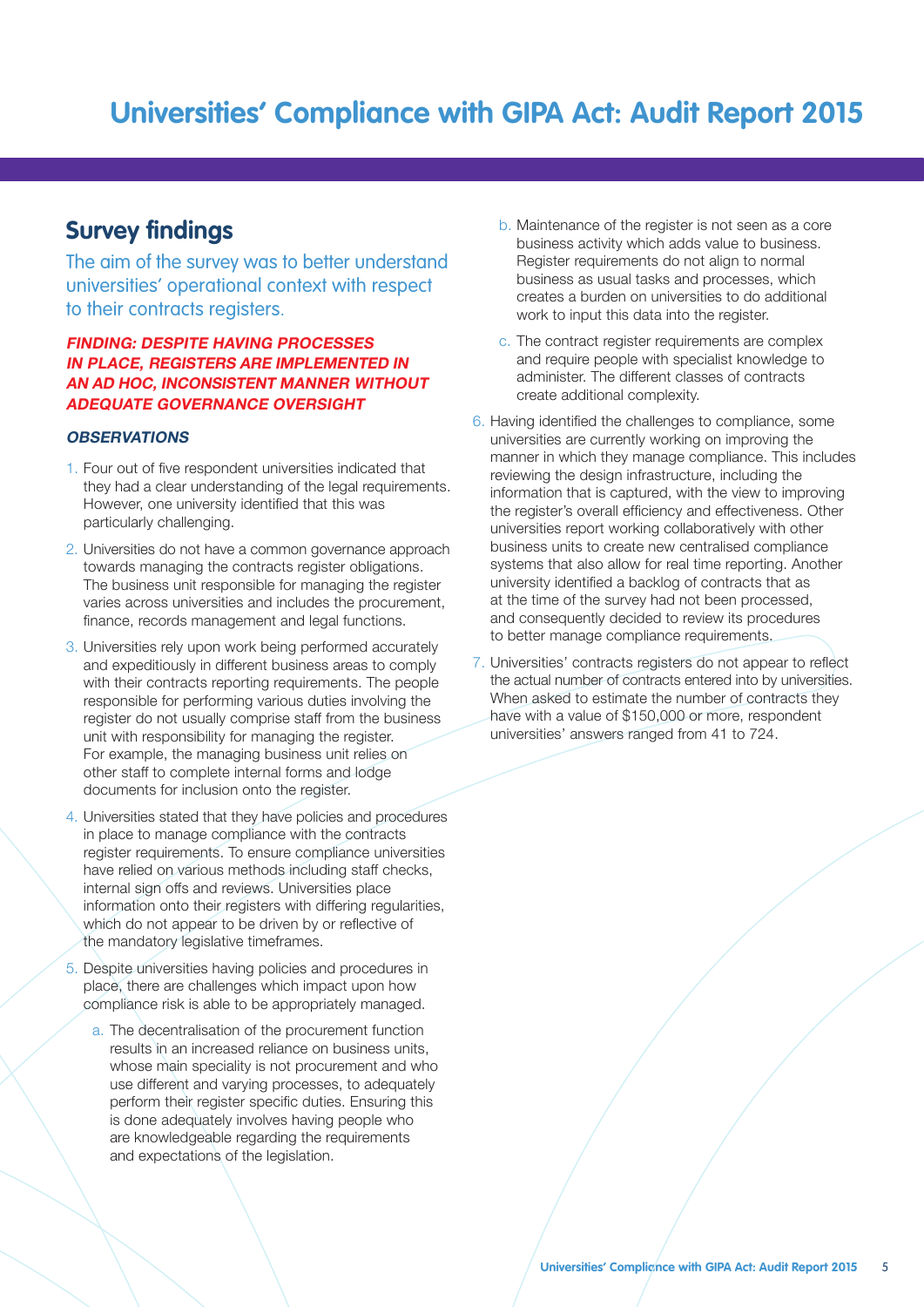## Survey findings

The aim of the survey was to better understand universities' operational context with respect to their contracts registers.

***FINDING: DESPITE HAVING PROCESSES IN PLACE, REGISTERS ARE IMPLEMENTED IN AN AD HOC, INCONSISTENT MANNER WITHOUT ADEQUATE GOVERNANCE OVERSIGHT***

***OBSERVATIONS***

1. Four out of five respondent universities indicated that they had a clear understanding of the legal requirements. However, one university identified that this was particularly challenging.
2. Universities do not have a common governance approach towards managing the contracts register obligations. The business unit responsible for managing the register varies across universities and includes the procurement, finance, records management and legal functions.
3. Universities rely upon work being performed accurately and expeditiously in different business areas to comply with their contracts reporting requirements. The people responsible for performing various duties involving the register do not usually comprise staff from the business unit with responsibility for managing the register. For example, the managing business unit relies on other staff to complete internal forms and lodge documents for inclusion onto the register.
4. Universities stated that they have policies and procedures in place to manage compliance with the contracts register requirements. To ensure compliance universities have relied on various methods including staff checks, internal sign offs and reviews. Universities place information onto their registers with differing regularities, which do not appear to be driven by or reflective of the mandatory legislative timeframes.
5. Despite universities having policies and procedures in place, there are challenges which impact upon how compliance risk is able to be appropriately managed.
    a. The decentralisation of the procurement function results in an increased reliance on business units, whose main speciality is not procurement and who use different and varying processes, to adequately perform their register specific duties. Ensuring this is done adequately involves having people who are knowledgeable regarding the requirements and expectations of the legislation.
    b. Maintenance of the register is not seen as a core business activity which adds value to business. Register requirements do not align to normal business as usual tasks and processes, which creates a burden on universities to do additional work to input this data into the register.
    c. The contract register requirements are complex and require people with specialist knowledge to administer. The different classes of contracts create additional complexity.
6. Having identified the challenges to compliance, some universities are currently working on improving the manner in which they manage compliance. This includes reviewing the design infrastructure, including the information that is captured, with the view to improving the register's overall efficiency and effectiveness. Other universities report working collaboratively with other business units to create new centralised compliance systems that also allow for real time reporting. Another university identified a backlog of contracts that as at the time of the survey had not been processed, and consequently decided to review its procedures to better manage compliance requirements.
7. Universities' contracts registers do not appear to reflect the actual number of contracts entered into by universities. When asked to estimate the number of contracts they have with a value of $150,000 or more, respondent universities' answers ranged from 41 to 724.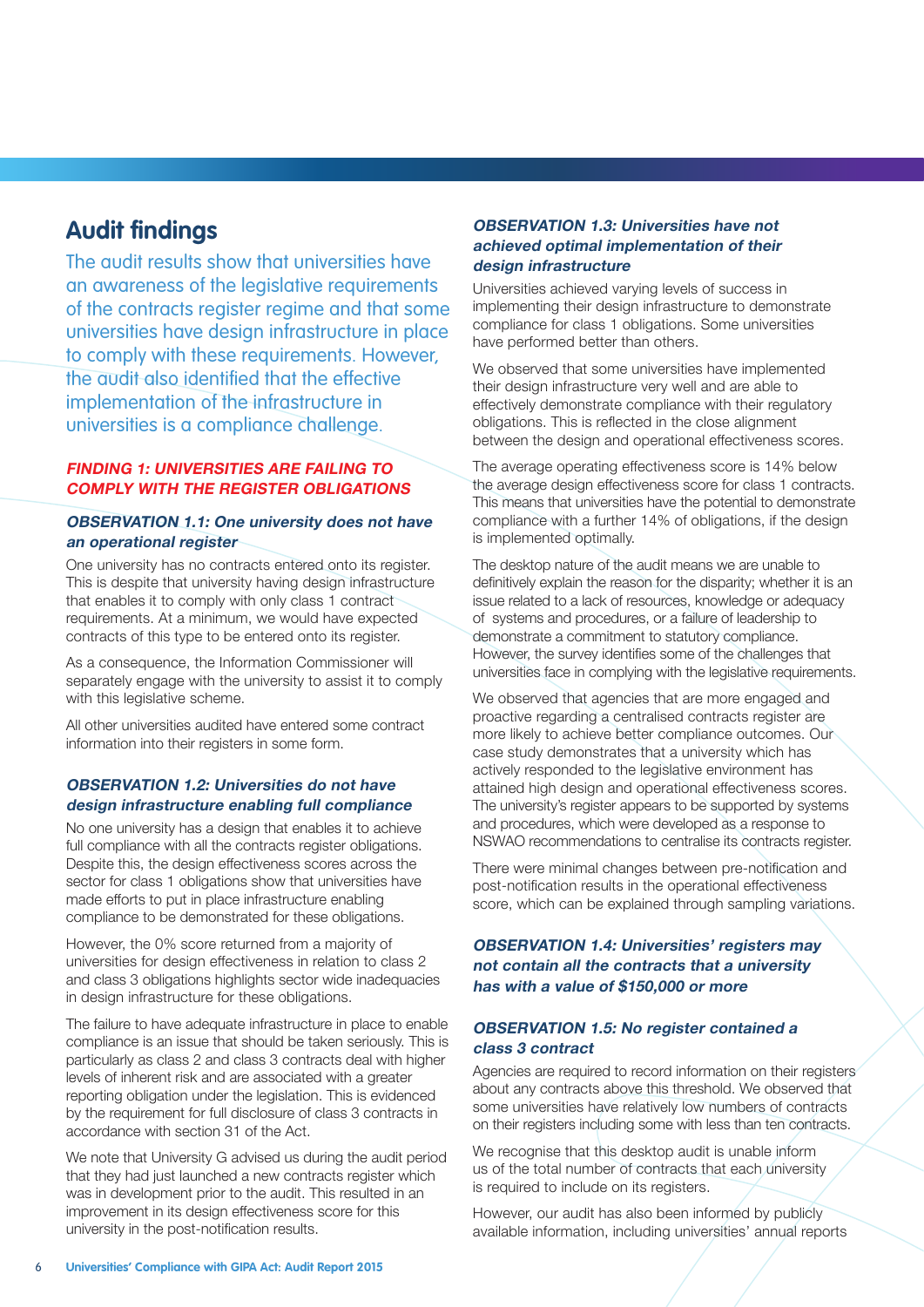## Audit findings

The audit results show that universities have an awareness of the legislative requirements of the contracts register regime and that some universities have design infrastructure in place to comply with these requirements. However, the audit also identified that the effective implementation of the infrastructure in universities is a compliance challenge.

### FINDING 1: UNIVERSITIES ARE FAILING TO COMPLY WITH THE REGISTER OBLIGATIONS

#### *OBSERVATION 1.1: One university does not have an operational register*

One university has no contracts entered onto its register. This is despite that university having design infrastructure that enables it to comply with only class 1 contract requirements. At a minimum, we would have expected contracts of this type to be entered onto its register.

As a consequence, the Information Commissioner will separately engage with the university to assist it to comply with this legislative scheme.

All other universities audited have entered some contract information into their registers in some form.

#### *OBSERVATION 1.2: Universities do not have design infrastructure enabling full compliance*

No one university has a design that enables it to achieve full compliance with all the contracts register obligations. Despite this, the design effectiveness scores across the sector for class 1 obligations show that universities have made efforts to put in place infrastructure enabling compliance to be demonstrated for these obligations.

However, the 0% score returned from a majority of universities for design effectiveness in relation to class 2 and class 3 obligations highlights sector wide inadequacies in design infrastructure for these obligations.

The failure to have adequate infrastructure in place to enable compliance is an issue that should be taken seriously. This is particularly as class 2 and class 3 contracts deal with higher levels of inherent risk and are associated with a greater reporting obligation under the legislation. This is evidenced by the requirement for full disclosure of class 3 contracts in accordance with section 31 of the Act.

We note that University G advised us during the audit period that they had just launched a new contracts register which was in development prior to the audit. This resulted in an improvement in its design effectiveness score for this university in the post-notification results.

#### *OBSERVATION 1.3: Universities have not achieved optimal implementation of their design infrastructure*

Universities achieved varying levels of success in implementing their design infrastructure to demonstrate compliance for class 1 obligations. Some universities have performed better than others.

We observed that some universities have implemented their design infrastructure very well and are able to effectively demonstrate compliance with their regulatory obligations. This is reflected in the close alignment between the design and operational effectiveness scores.

The average operating effectiveness score is 14% below the average design effectiveness score for class 1 contracts. This means that universities have the potential to demonstrate compliance with a further 14% of obligations, if the design is implemented optimally.

The desktop nature of the audit means we are unable to definitively explain the reason for the disparity; whether it is an issue related to a lack of resources, knowledge or adequacy of systems and procedures, or a failure of leadership to demonstrate a commitment to statutory compliance. However, the survey identifies some of the challenges that universities face in complying with the legislative requirements.

We observed that agencies that are more engaged and proactive regarding a centralised contracts register are more likely to achieve better compliance outcomes. Our case study demonstrates that a university which has actively responded to the legislative environment has attained high design and operational effectiveness scores. The university's register appears to be supported by systems and procedures, which were developed as a response to NSWAO recommendations to centralise its contracts register.

There were minimal changes between pre-notification and post-notification results in the operational effectiveness score, which can be explained through sampling variations.

#### *OBSERVATION 1.4: Universities' registers may not contain all the contracts that a university has with a value of $150,000 or more*

#### *OBSERVATION 1.5: No register contained a class 3 contract*

Agencies are required to record information on their registers about any contracts above this threshold. We observed that some universities have relatively low numbers of contracts on their registers including some with less than ten contracts.

We recognise that this desktop audit is unable inform us of the total number of contracts that each university is required to include on its registers.

However, our audit has also been informed by publicly available information, including universities' annual reports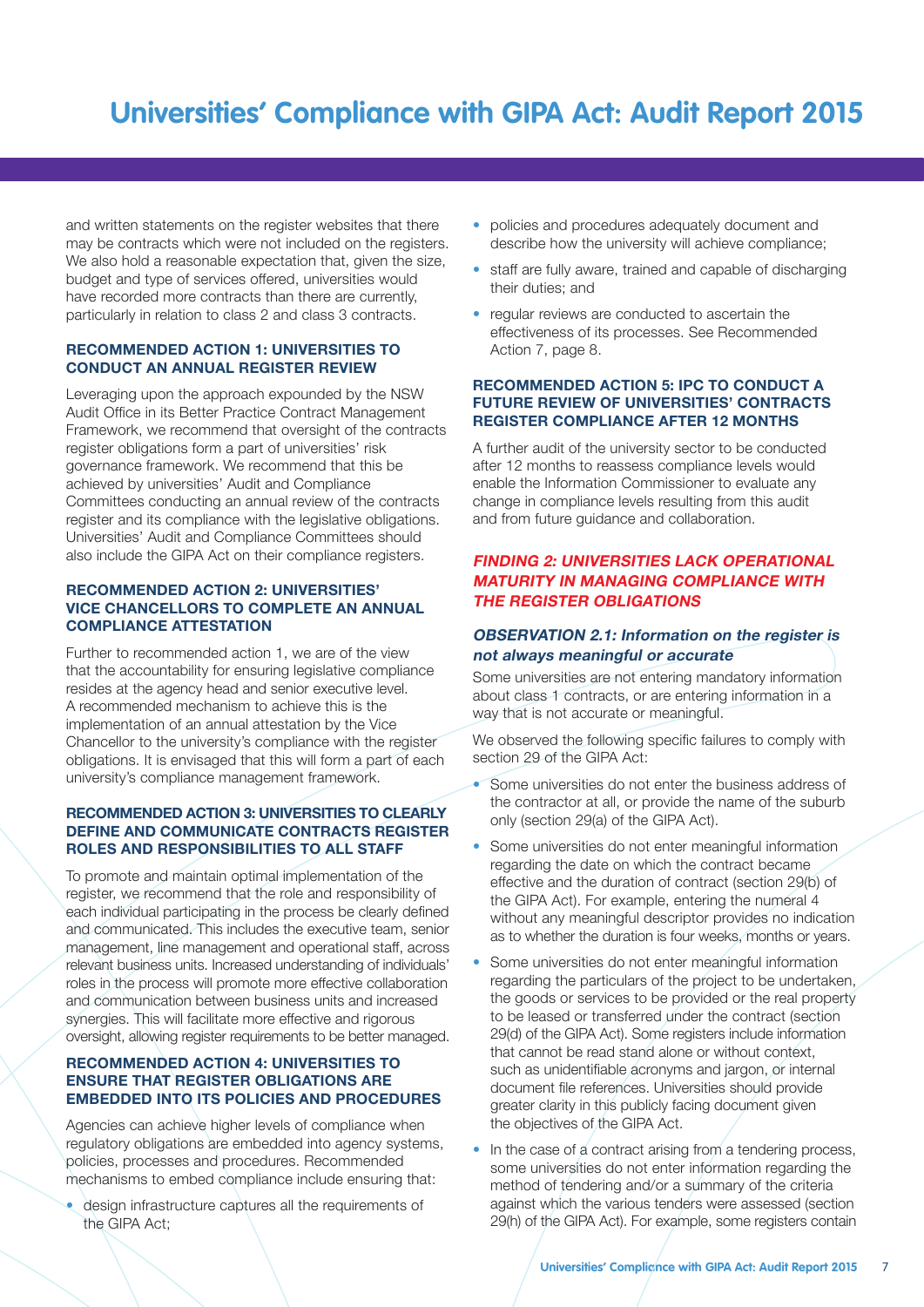and written statements on the register websites that there may be contracts which were not included on the registers. We also hold a reasonable expectation that, given the size, budget and type of services offered, universities would have recorded more contracts than there are currently, particularly in relation to class 2 and class 3 contracts.

### RECOMMENDED ACTION 1: UNIVERSITIES TO CONDUCT AN ANNUAL REGISTER REVIEW

Leveraging upon the approach expounded by the NSW Audit Office in its Better Practice Contract Management Framework, we recommend that oversight of the contracts register obligations form a part of universities' risk governance framework. We recommend that this be achieved by universities' Audit and Compliance Committees conducting an annual review of the contracts register and its compliance with the legislative obligations. Universities' Audit and Compliance Committees should also include the GIPA Act on their compliance registers.

### RECOMMENDED ACTION 2: UNIVERSITIES' VICE CHANCELLORS TO COMPLETE AN ANNUAL COMPLIANCE ATTESTATION

Further to recommended action 1, we are of the view that the accountability for ensuring legislative compliance resides at the agency head and senior executive level. A recommended mechanism to achieve this is the implementation of an annual attestation by the Vice Chancellor to the university's compliance with the register obligations. It is envisaged that this will form a part of each university's compliance management framework.

### RECOMMENDED ACTION 3: UNIVERSITIES TO CLEARLY DEFINE AND COMMUNICATE CONTRACTS REGISTER ROLES AND RESPONSIBILITIES TO ALL STAFF

To promote and maintain optimal implementation of the register, we recommend that the role and responsibility of each individual participating in the process be clearly defined and communicated. This includes the executive team, senior management, line management and operational staff, across relevant business units. Increased understanding of individuals' roles in the process will promote more effective collaboration and communication between business units and increased synergies. This will facilitate more effective and rigorous oversight, allowing register requirements to be better managed.

### RECOMMENDED ACTION 4: UNIVERSITIES TO ENSURE THAT REGISTER OBLIGATIONS ARE EMBEDDED INTO ITS POLICIES AND PROCEDURES

Agencies can achieve higher levels of compliance when regulatory obligations are embedded into agency systems, policies, processes and procedures. Recommended mechanisms to embed compliance include ensuring that:

- design infrastructure captures all the requirements of the GIPA Act;
- policies and procedures adequately document and describe how the university will achieve compliance;
- staff are fully aware, trained and capable of discharging their duties; and
- regular reviews are conducted to ascertain the effectiveness of its processes. See Recommended Action 7, page 8.

### RECOMMENDED ACTION 5: IPC TO CONDUCT A FUTURE REVIEW OF UNIVERSITIES' CONTRACTS REGISTER COMPLIANCE AFTER 12 MONTHS

A further audit of the university sector to be conducted after 12 months to reassess compliance levels would enable the Information Commissioner to evaluate any change in compliance levels resulting from this audit and from future guidance and collaboration.

## *FINDING 2: UNIVERSITIES LACK OPERATIONAL MATURITY IN MANAGING COMPLIANCE WITH THE REGISTER OBLIGATIONS*

### *OBSERVATION 2.1: Information on the register is not always meaningful or accurate*

Some universities are not entering mandatory information about class 1 contracts, or are entering information in a way that is not accurate or meaningful.

We observed the following specific failures to comply with section 29 of the GIPA Act:

- Some universities do not enter the business address of the contractor at all, or provide the name of the suburb only (section 29(a) of the GIPA Act).
- Some universities do not enter meaningful information regarding the date on which the contract became effective and the duration of contract (section 29(b) of the GIPA Act). For example, entering the numeral 4 without any meaningful descriptor provides no indication as to whether the duration is four weeks, months or years.
- Some universities do not enter meaningful information regarding the particulars of the project to be undertaken, the goods or services to be provided or the real property to be leased or transferred under the contract (section 29(d) of the GIPA Act). Some registers include information that cannot be read stand alone or without context, such as unidentifiable acronyms and jargon, or internal document file references. Universities should provide greater clarity in this publicly facing document given the objectives of the GIPA Act.
- In the case of a contract arising from a tendering process, some universities do not enter information regarding the method of tendering and/or a summary of the criteria against which the various tenders were assessed (section 29(h) of the GIPA Act). For example, some registers contain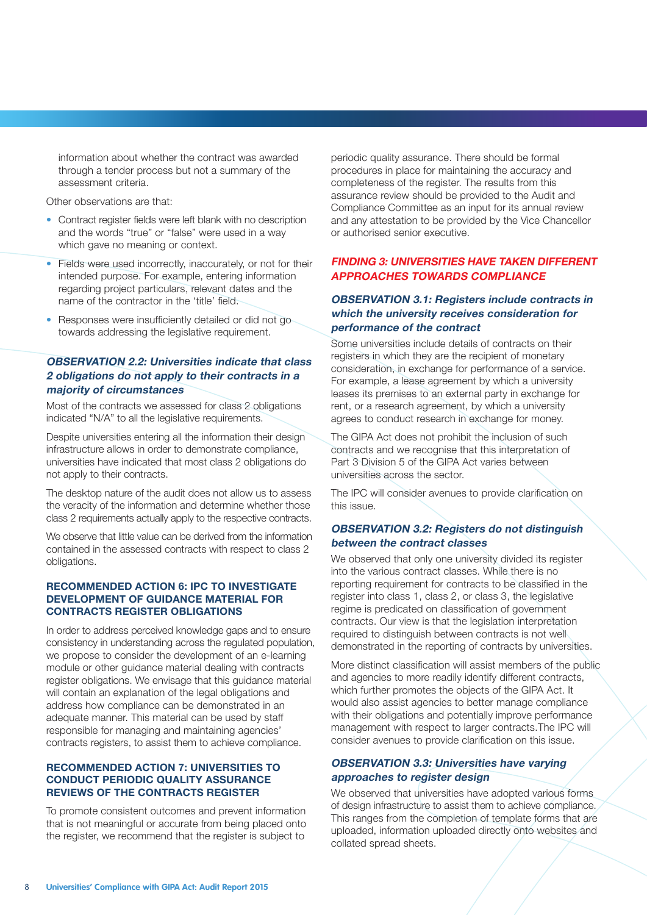information about whether the contract was awarded through a tender process but not a summary of the assessment criteria.

Other observations are that:

- Contract register fields were left blank with no description and the words "true" or "false" were used in a way which gave no meaning or context.
- Fields were used incorrectly, inaccurately, or not for their intended purpose. For example, entering information regarding project particulars, relevant dates and the name of the contractor in the 'title' field.
- Responses were insufficiently detailed or did not go towards addressing the legislative requirement.

### *OBSERVATION 2.2: Universities indicate that class 2 obligations do not apply to their contracts in a majority of circumstances*

Most of the contracts we assessed for class 2 obligations indicated "N/A" to all the legislative requirements.

Despite universities entering all the information their design infrastructure allows in order to demonstrate compliance, universities have indicated that most class 2 obligations do not apply to their contracts.

The desktop nature of the audit does not allow us to assess the veracity of the information and determine whether those class 2 requirements actually apply to the respective contracts.

We observe that little value can be derived from the information contained in the assessed contracts with respect to class 2 obligations.

### RECOMMENDED ACTION 6: IPC TO INVESTIGATE DEVELOPMENT OF GUIDANCE MATERIAL FOR CONTRACTS REGISTER OBLIGATIONS

In order to address perceived knowledge gaps and to ensure consistency in understanding across the regulated population, we propose to consider the development of an e-learning module or other guidance material dealing with contracts register obligations. We envisage that this guidance material will contain an explanation of the legal obligations and address how compliance can be demonstrated in an adequate manner. This material can be used by staff responsible for managing and maintaining agencies' contracts registers, to assist them to achieve compliance.

### RECOMMENDED ACTION 7: UNIVERSITIES TO CONDUCT PERIODIC QUALITY ASSURANCE REVIEWS OF THE CONTRACTS REGISTER

To promote consistent outcomes and prevent information that is not meaningful or accurate from being placed onto the register, we recommend that the register is subject to periodic quality assurance. There should be formal procedures in place for maintaining the accuracy and completeness of the register. The results from this assurance review should be provided to the Audit and Compliance Committee as an input for its annual review and any attestation to be provided by the Vice Chancellor or authorised senior executive.

## *FINDING 3: UNIVERSITIES HAVE TAKEN DIFFERENT APPROACHES TOWARDS COMPLIANCE*

### *OBSERVATION 3.1: Registers include contracts in which the university receives consideration for performance of the contract*

Some universities include details of contracts on their registers in which they are the recipient of monetary consideration, in exchange for performance of a service. For example, a lease agreement by which a university leases its premises to an external party in exchange for rent, or a research agreement, by which a university agrees to conduct research in exchange for money.

The GIPA Act does not prohibit the inclusion of such contracts and we recognise that this interpretation of Part 3 Division 5 of the GIPA Act varies between universities across the sector.

The IPC will consider avenues to provide clarification on this issue.

### *OBSERVATION 3.2: Registers do not distinguish between the contract classes*

We observed that only one university divided its register into the various contract classes. While there is no reporting requirement for contracts to be classified in the register into class 1, class 2, or class 3, the legislative regime is predicated on classification of government contracts. Our view is that the legislation interpretation required to distinguish between contracts is not well demonstrated in the reporting of contracts by universities.

More distinct classification will assist members of the public and agencies to more readily identify different contracts, which further promotes the objects of the GIPA Act. It would also assist agencies to better manage compliance with their obligations and potentially improve performance management with respect to larger contracts.The IPC will consider avenues to provide clarification on this issue.

### *OBSERVATION 3.3: Universities have varying approaches to register design*

We observed that universities have adopted various forms of design infrastructure to assist them to achieve compliance. This ranges from the completion of template forms that are uploaded, information uploaded directly onto websites and collated spread sheets.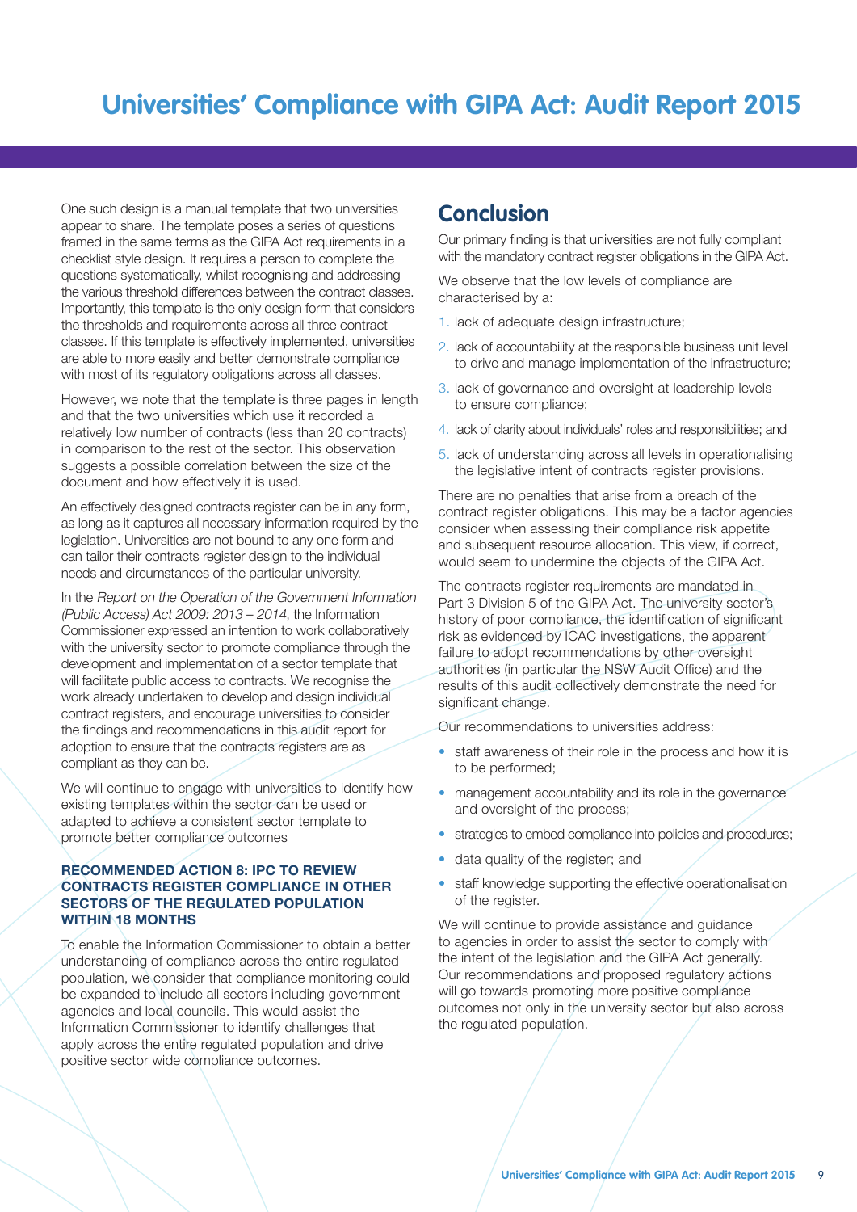One such design is a manual template that two universities appear to share. The template poses a series of questions framed in the same terms as the GIPA Act requirements in a checklist style design. It requires a person to complete the questions systematically, whilst recognising and addressing the various threshold differences between the contract classes. Importantly, this template is the only design form that considers the thresholds and requirements across all three contract classes. If this template is effectively implemented, universities are able to more easily and better demonstrate compliance with most of its regulatory obligations across all classes.

However, we note that the template is three pages in length and that the two universities which use it recorded a relatively low number of contracts (less than 20 contracts) in comparison to the rest of the sector. This observation suggests a possible correlation between the size of the document and how effectively it is used.

An effectively designed contracts register can be in any form, as long as it captures all necessary information required by the legislation. Universities are not bound to any one form and can tailor their contracts register design to the individual needs and circumstances of the particular university.

In the *Report on the Operation of the Government Information (Public Access) Act 2009: 2013 – 2014*, the Information Commissioner expressed an intention to work collaboratively with the university sector to promote compliance through the development and implementation of a sector template that will facilitate public access to contracts. We recognise the work already undertaken to develop and design individual contract registers, and encourage universities to consider the findings and recommendations in this audit report for adoption to ensure that the contracts registers are as compliant as they can be.

We will continue to engage with universities to identify how existing templates within the sector can be used or adapted to achieve a consistent sector template to promote better compliance outcomes

### RECOMMENDED ACTION 8: IPC TO REVIEW CONTRACTS REGISTER COMPLIANCE IN OTHER SECTORS OF THE REGULATED POPULATION WITHIN 18 MONTHS

To enable the Information Commissioner to obtain a better understanding of compliance across the entire regulated population, we consider that compliance monitoring could be expanded to include all sectors including government agencies and local councils. This would assist the Information Commissioner to identify challenges that apply across the entire regulated population and drive positive sector wide compliance outcomes.

## Conclusion

Our primary finding is that universities are not fully compliant with the mandatory contract register obligations in the GIPA Act.

We observe that the low levels of compliance are characterised by a:

1. lack of adequate design infrastructure;
2. lack of accountability at the responsible business unit level to drive and manage implementation of the infrastructure;
3. lack of governance and oversight at leadership levels to ensure compliance;
4. lack of clarity about individuals' roles and responsibilities; and
5. lack of understanding across all levels in operationalising the legislative intent of contracts register provisions.

There are no penalties that arise from a breach of the contract register obligations. This may be a factor agencies consider when assessing their compliance risk appetite and subsequent resource allocation. This view, if correct, would seem to undermine the objects of the GIPA Act.

The contracts register requirements are mandated in Part 3 Division 5 of the GIPA Act. The university sector's history of poor compliance, the identification of significant risk as evidenced by ICAC investigations, the apparent failure to adopt recommendations by other oversight authorities (in particular the NSW Audit Office) and the results of this audit collectively demonstrate the need for significant change.

Our recommendations to universities address:

- staff awareness of their role in the process and how it is to be performed;
- management accountability and its role in the governance and oversight of the process;
- strategies to embed compliance into policies and procedures;
- data quality of the register; and
- staff knowledge supporting the effective operationalisation of the register.

We will continue to provide assistance and guidance to agencies in order to assist the sector to comply with the intent of the legislation and the GIPA Act generally. Our recommendations and proposed regulatory actions will go towards promoting more positive compliance outcomes not only in the university sector but also across the regulated population.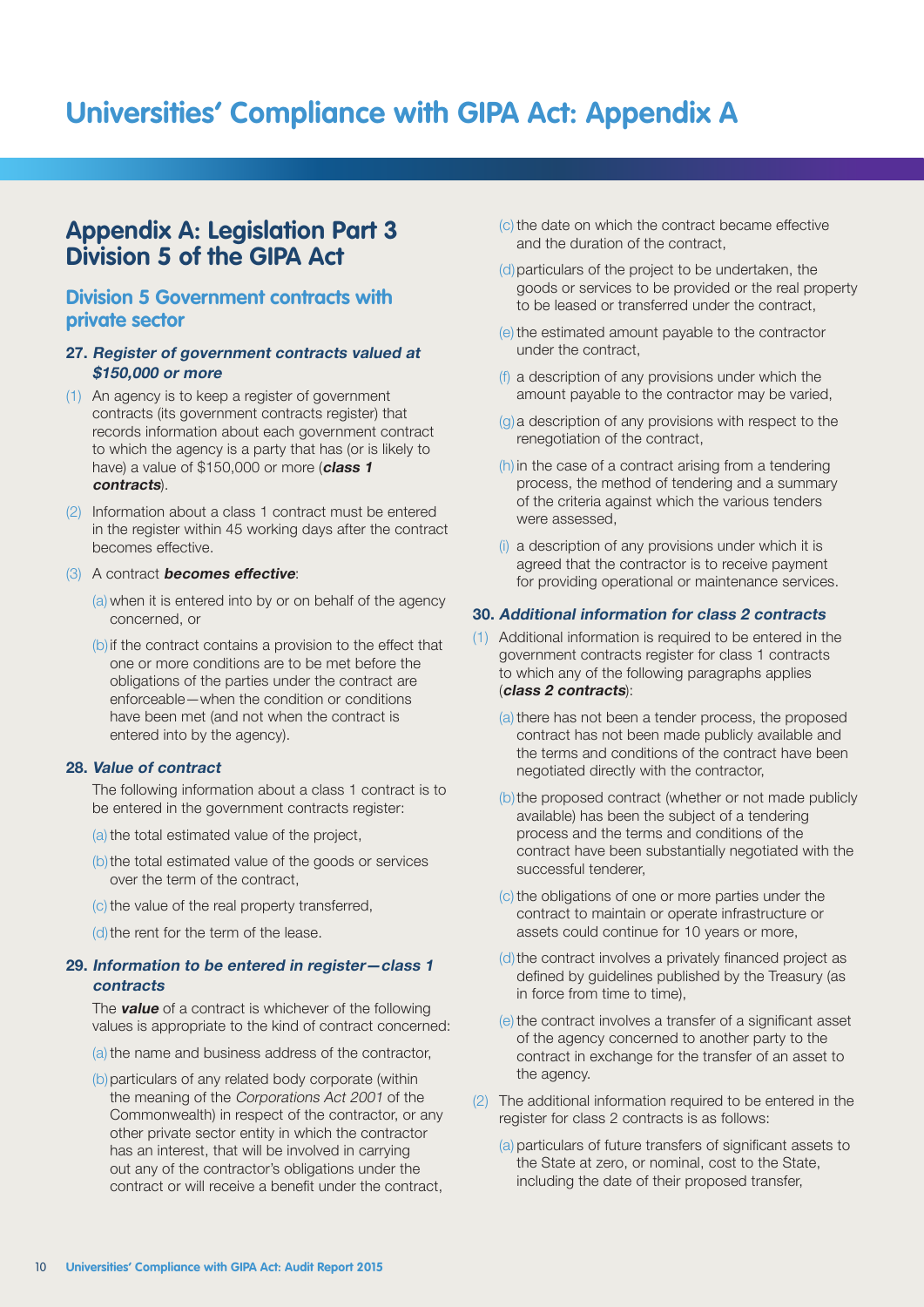# Universities' Compliance with GIPA Act: Appendix A

## Appendix A: Legislation Part 3 Division 5 of the GIPA Act

### Division 5 Government contracts with private sector

#### 27. *Register of government contracts valued at $150,000 or more*

(1) An agency is to keep a register of government contracts (its government contracts register) that records information about each government contract to which the agency is a party that has (or is likely to have) a value of $150,000 or more (***class 1 contracts***).

(2) Information about a class 1 contract must be entered in the register within 45 working days after the contract becomes effective.

(3) A contract ***becomes effective***:

(a) when it is entered into by or on behalf of the agency concerned, or

(b) if the contract contains a provision to the effect that one or more conditions are to be met before the obligations of the parties under the contract are enforceable—when the condition or conditions have been met (and not when the contract is entered into by the agency).

#### 28. *Value of contract*

The following information about a class 1 contract is to be entered in the government contracts register:

(a) the total estimated value of the project,

(b) the total estimated value of the goods or services over the term of the contract,

(c) the value of the real property transferred,

(d) the rent for the term of the lease.

#### 29. *Information to be entered in register—class 1 contracts*

The ***value*** of a contract is whichever of the following values is appropriate to the kind of contract concerned:

(a) the name and business address of the contractor,

(b) particulars of any related body corporate (within the meaning of the *Corporations Act 2001* of the Commonwealth) in respect of the contractor, or any other private sector entity in which the contractor has an interest, that will be involved in carrying out any of the contractor's obligations under the contract or will receive a benefit under the contract,

(c) the date on which the contract became effective and the duration of the contract,

(d) particulars of the project to be undertaken, the goods or services to be provided or the real property to be leased or transferred under the contract,

(e) the estimated amount payable to the contractor under the contract,

(f) a description of any provisions under which the amount payable to the contractor may be varied,

(g) a description of any provisions with respect to the renegotiation of the contract,

(h) in the case of a contract arising from a tendering process, the method of tendering and a summary of the criteria against which the various tenders were assessed,

(i) a description of any provisions under which it is agreed that the contractor is to receive payment for providing operational or maintenance services.

#### 30. *Additional information for class 2 contracts*

(1) Additional information is required to be entered in the government contracts register for class 1 contracts to which any of the following paragraphs applies (***class 2 contracts***):

(a) there has not been a tender process, the proposed contract has not been made publicly available and the terms and conditions of the contract have been negotiated directly with the contractor,

(b) the proposed contract (whether or not made publicly available) has been the subject of a tendering process and the terms and conditions of the contract have been substantially negotiated with the successful tenderer,

(c) the obligations of one or more parties under the contract to maintain or operate infrastructure or assets could continue for 10 years or more,

(d) the contract involves a privately financed project as defined by guidelines published by the Treasury (as in force from time to time),

(e) the contract involves a transfer of a significant asset of the agency concerned to another party to the contract in exchange for the transfer of an asset to the agency.

(2) The additional information required to be entered in the register for class 2 contracts is as follows:

(a) particulars of future transfers of significant assets to the State at zero, or nominal, cost to the State, including the date of their proposed transfer,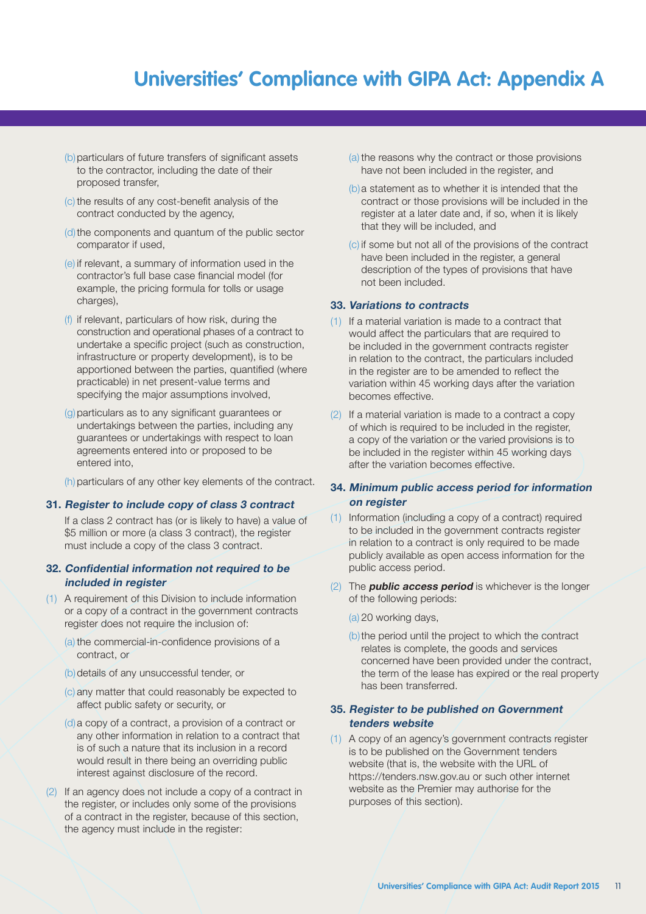(b) particulars of future transfers of significant assets to the contractor, including the date of their proposed transfer,

(c) the results of any cost-benefit analysis of the contract conducted by the agency,

(d) the components and quantum of the public sector comparator if used,

(e) if relevant, a summary of information used in the contractor's full base case financial model (for example, the pricing formula for tolls or usage charges),

(f) if relevant, particulars of how risk, during the construction and operational phases of a contract to undertake a specific project (such as construction, infrastructure or property development), is to be apportioned between the parties, quantified (where practicable) in net present-value terms and specifying the major assumptions involved,

(g) particulars as to any significant guarantees or undertakings between the parties, including any guarantees or undertakings with respect to loan agreements entered into or proposed to be entered into,

(h) particulars of any other key elements of the contract.

### 31. *Register to include copy of class 3 contract*

If a class 2 contract has (or is likely to have) a value of $5 million or more (a class 3 contract), the register must include a copy of the class 3 contract.

### 32. *Confidential information not required to be included in register*

(1) A requirement of this Division to include information or a copy of a contract in the government contracts register does not require the inclusion of:

(a) the commercial-in-confidence provisions of a contract, or

(b) details of any unsuccessful tender, or

(c) any matter that could reasonably be expected to affect public safety or security, or

(d) a copy of a contract, a provision of a contract or any other information in relation to a contract that is of such a nature that its inclusion in a record would result in there being an overriding public interest against disclosure of the record.

(2) If an agency does not include a copy of a contract in the register, or includes only some of the provisions of a contract in the register, because of this section, the agency must include in the register:

(a) the reasons why the contract or those provisions have not been included in the register, and

(b) a statement as to whether it is intended that the contract or those provisions will be included in the register at a later date and, if so, when it is likely that they will be included, and

(c) if some but not all of the provisions of the contract have been included in the register, a general description of the types of provisions that have not been included.

### 33. *Variations to contracts*

(1) If a material variation is made to a contract that would affect the particulars that are required to be included in the government contracts register in relation to the contract, the particulars included in the register are to be amended to reflect the variation within 45 working days after the variation becomes effective.

(2) If a material variation is made to a contract a copy of which is required to be included in the register, a copy of the variation or the varied provisions is to be included in the register within 45 working days after the variation becomes effective.

### 34. *Minimum public access period for information on register*

(1) Information (including a copy of a contract) required to be included in the government contracts register in relation to a contract is only required to be made publicly available as open access information for the public access period.

(2) The ***public access period*** is whichever is the longer of the following periods:

(a) 20 working days,

(b) the period until the project to which the contract relates is complete, the goods and services concerned have been provided under the contract, the term of the lease has expired or the real property has been transferred.

### 35. *Register to be published on Government tenders website*

(1) A copy of an agency's government contracts register is to be published on the Government tenders website (that is, the website with the URL of https://tenders.nsw.gov.au or such other internet website as the Premier may authorise for the purposes of this section).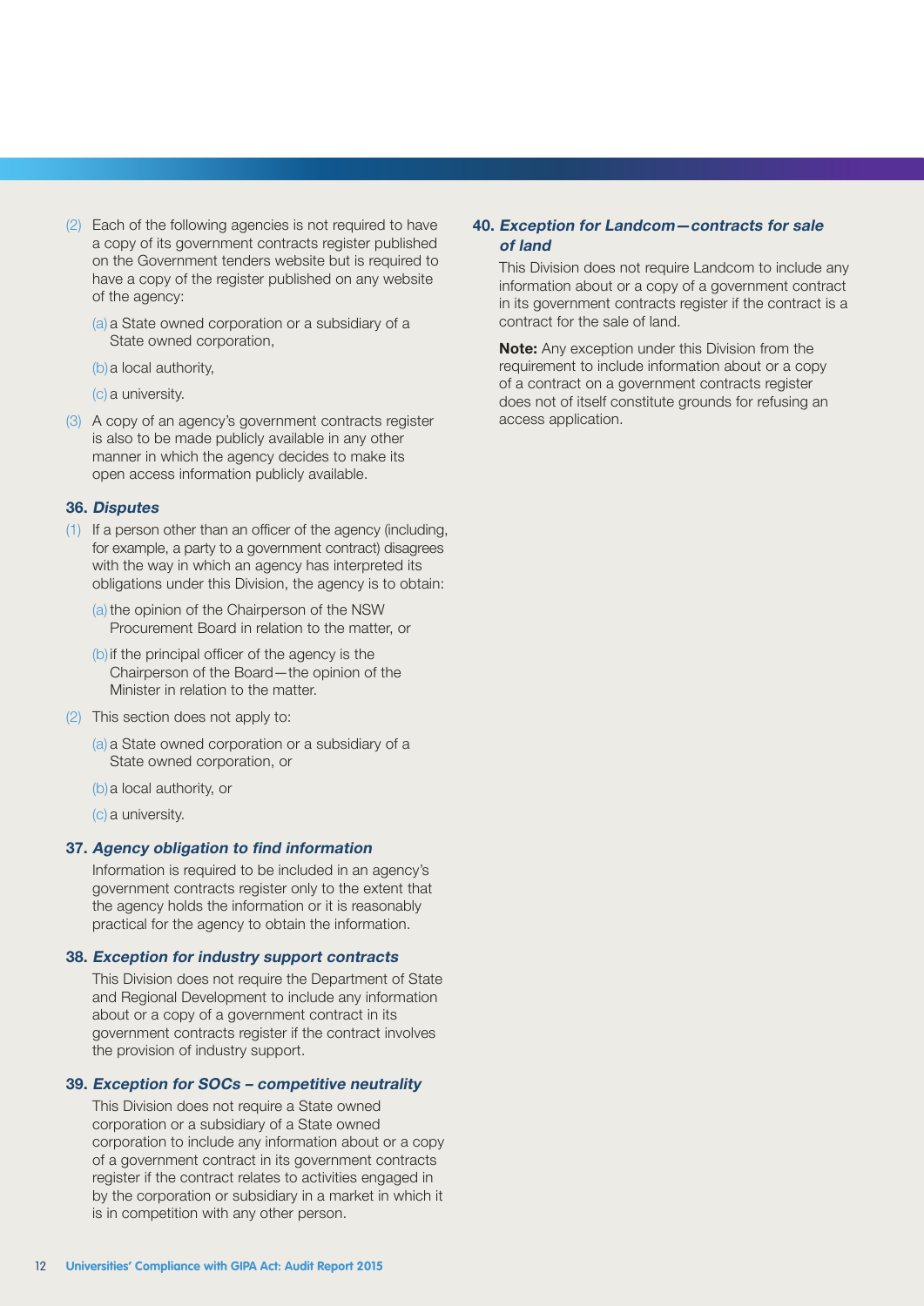(2) Each of the following agencies is not required to have a copy of its government contracts register published on the Government tenders website but is required to have a copy of the register published on any website of the agency:

(a) a State owned corporation or a subsidiary of a State owned corporation,

(b) a local authority,

(c) a university.

(3) A copy of an agency's government contracts register is also to be made publicly available in any other manner in which the agency decides to make its open access information publicly available.

### 36. *Disputes*

(1) If a person other than an officer of the agency (including, for example, a party to a government contract) disagrees with the way in which an agency has interpreted its obligations under this Division, the agency is to obtain:

(a) the opinion of the Chairperson of the NSW Procurement Board in relation to the matter, or

(b) if the principal officer of the agency is the Chairperson of the Board—the opinion of the Minister in relation to the matter.

(2) This section does not apply to:

(a) a State owned corporation or a subsidiary of a State owned corporation, or

(b) a local authority, or

(c) a university.

### 37. *Agency obligation to find information*

Information is required to be included in an agency's government contracts register only to the extent that the agency holds the information or it is reasonably practical for the agency to obtain the information.

### 38. *Exception for industry support contracts*

This Division does not require the Department of State and Regional Development to include any information about or a copy of a government contract in its government contracts register if the contract involves the provision of industry support.

### 39. *Exception for SOCs – competitive neutrality*

This Division does not require a State owned corporation or a subsidiary of a State owned corporation to include any information about or a copy of a government contract in its government contracts register if the contract relates to activities engaged in by the corporation or subsidiary in a market in which it is in competition with any other person.

### 40. *Exception for Landcom—contracts for sale of land*

This Division does not require Landcom to include any information about or a copy of a government contract in its government contracts register if the contract is a contract for the sale of land.

**Note:** Any exception under this Division from the requirement to include information about or a copy of a contract on a government contracts register does not of itself constitute grounds for refusing an access application.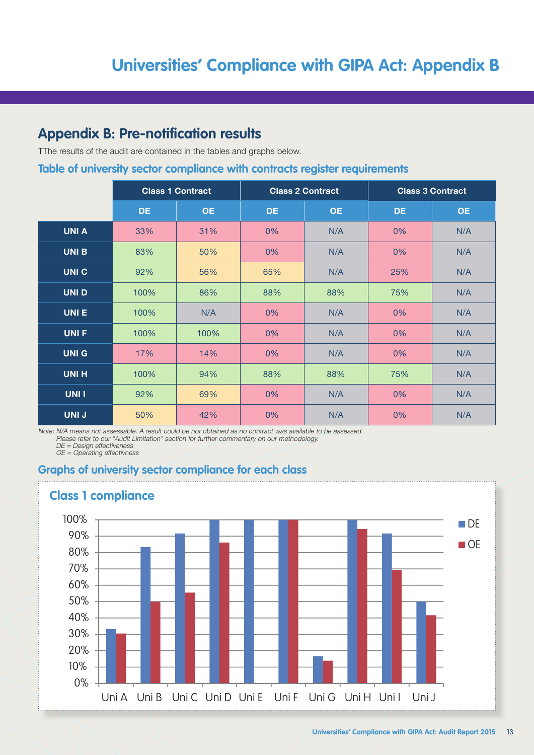## Appendix B: Pre-notification results

TThe results of the audit are contained in the tables and graphs below.

### Table of university sector compliance with contracts register requirements

| | Class 1 Contract | | Class 2 Contract | | Class 3 Contract | |
|---|---|---|---|---|---|---|
| | DE | OE | DE | OE | DE | OE |
| UNI A | 33% | 31% | 0% | N/A | 0% | N/A |
| UNI B | 83% | 50% | 0% | N/A | 0% | N/A |
| UNI C | 92% | 56% | 65% | N/A | 25% | N/A |
| UNI D | 100% | 86% | 88% | 88% | 75% | N/A |
| UNI E | 100% | N/A | 0% | N/A | 0% | N/A |
| UNI F | 100% | 100% | 0% | N/A | 0% | N/A |
| UNI G | 17% | 14% | 0% | N/A | 0% | N/A |
| UNI H | 100% | 94% | 88% | 88% | 75% | N/A |
| UNI I | 92% | 69% | 0% | N/A | 0% | N/A |
| UNI J | 50% | 42% | 0% | N/A | 0% | N/A |

*Note: N/A means not assessable. A result could be not obtained as no contract was available to be assessed.*
*Please refer to our "Audit Limitation" section for further commentary on our methodology.*
*DE = Design effectiveness*
*OE = Operating effectivness*

### Graphs of university sector compliance for each class

#### Class 1 compliance

| | DE | OE |
|---|---|---|
| Uni A | 33% | 31% |
| Uni B | 83% | 50% |
| Uni C | 92% | 56% |
| Uni D | 100% | 86% |
| Uni E | 100% | |
| Uni F | 100% | 100% |
| Uni G | 17% | 14% |
| Uni H | 100% | 94% |
| Uni I | 92% | 69% |
| Uni J | 50% | 42% |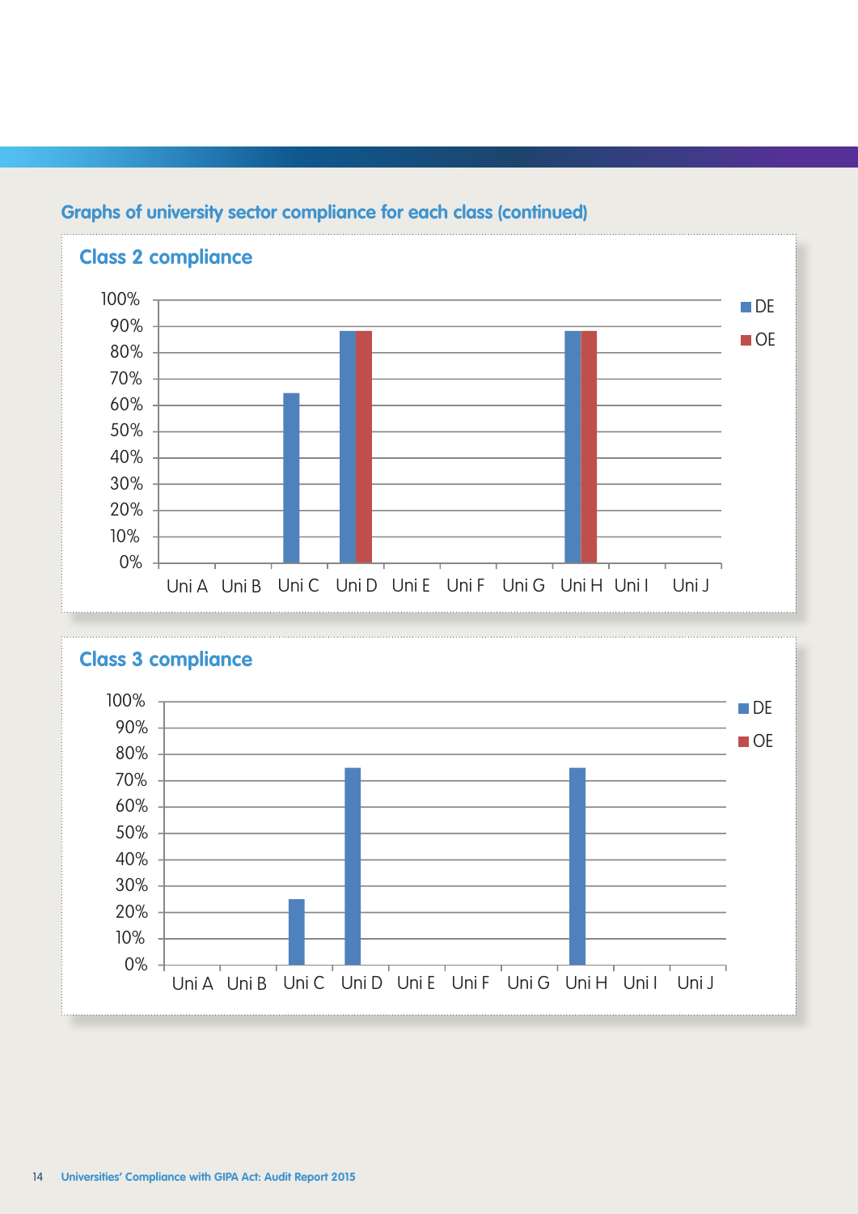## Graphs of university sector compliance for each class (continued)

### Class 2 compliance

| University | DE | OE |
|---|---|---|
| Uni A | | |
| Uni B | | |
| Uni C | 65% | |
| Uni D | 88% | 88% |
| Uni E | | |
| Uni F | | |
| Uni G | | |
| Uni H | 88% | 88% |
| Uni I | | |
| Uni J | | |

### Class 3 compliance

| University | DE | OE |
|---|---|---|
| Uni A | | |
| Uni B | | |
| Uni C | 25% | |
| Uni D | 75% | |
| Uni E | | |
| Uni F | | |
| Uni G | | |
| Uni H | 75% | |
| Uni I | | |
| Uni J | | |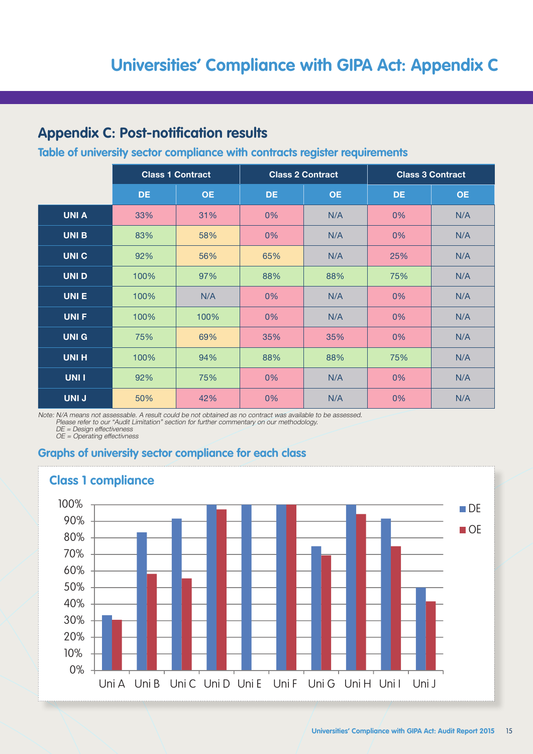## Appendix C: Post-notification results

### Table of university sector compliance with contracts register requirements

| | Class 1 Contract | | Class 2 Contract | | Class 3 Contract | |
|---|---|---|---|---|---|---|
| | DE | OE | DE | OE | DE | OE |
| UNI A | 33% | 31% | 0% | N/A | 0% | N/A |
| UNI B | 83% | 58% | 0% | N/A | 0% | N/A |
| UNI C | 92% | 56% | 65% | N/A | 25% | N/A |
| UNI D | 100% | 97% | 88% | 88% | 75% | N/A |
| UNI E | 100% | N/A | 0% | N/A | 0% | N/A |
| UNI F | 100% | 100% | 0% | N/A | 0% | N/A |
| UNI G | 75% | 69% | 35% | 35% | 0% | N/A |
| UNI H | 100% | 94% | 88% | 88% | 75% | N/A |
| UNI I | 92% | 75% | 0% | N/A | 0% | N/A |
| UNI J | 50% | 42% | 0% | N/A | 0% | N/A |

*Note: N/A means not assessable. A result could be not obtained as no contract was available to be assessed.*
*Please refer to our "Audit Limitation" section for further commentary on our methodology.*
*DE = Design effectiveness*
*OE = Operating effectivness*

### Graphs of university sector compliance for each class

**Class 1 compliance**

| | Uni A | Uni B | Uni C | Uni D | Uni E | Uni F | Uni G | Uni H | Uni I | Uni J |
|---|---|---|---|---|---|---|---|---|---|---|
| DE | 33% | 83% | 92% | 100% | 100% | 100% | 75% | 100% | 92% | 50% |
| OE | 31% | 58% | 56% | 97% | | 100% | 69% | 94% | 75% | 42% |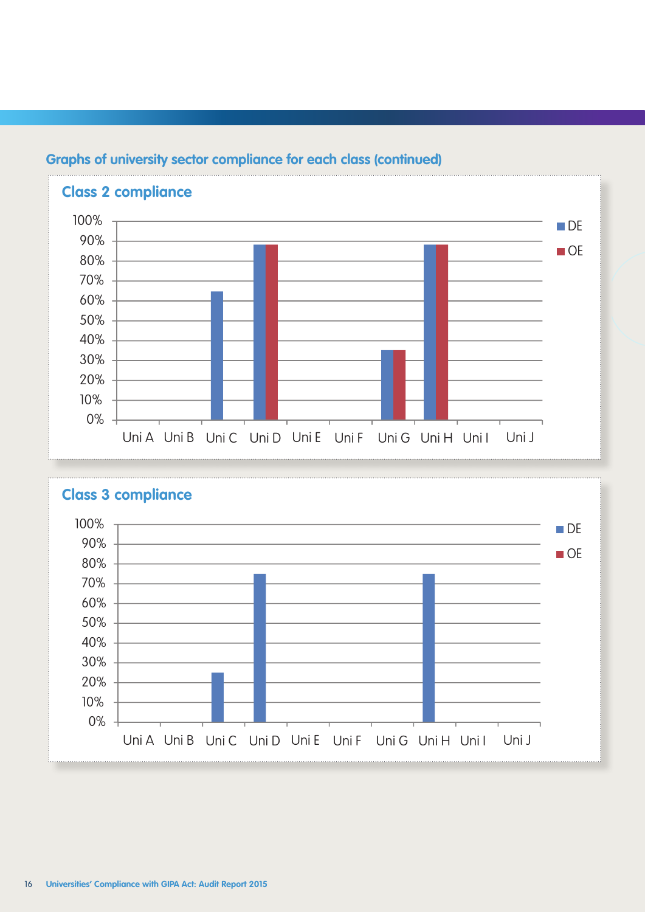## Graphs of university sector compliance for each class (continued)

### Class 2 compliance

| | DE | OE |
|---|---|---|
| Uni A | | |
| Uni B | | |
| Uni C | 65% | |
| Uni D | 88% | 88% |
| Uni E | | |
| Uni F | | |
| Uni G | 35% | 35% |
| Uni H | 88% | 88% |
| Uni I | | |
| Uni J | | |

### Class 3 compliance

| | DE | OE |
|---|---|---|
| Uni A | | |
| Uni B | | |
| Uni C | 25% | |
| Uni D | 75% | |
| Uni E | | |
| Uni F | | |
| Uni G | | |
| Uni H | 75% | |
| Uni I | | |
| Uni J | | |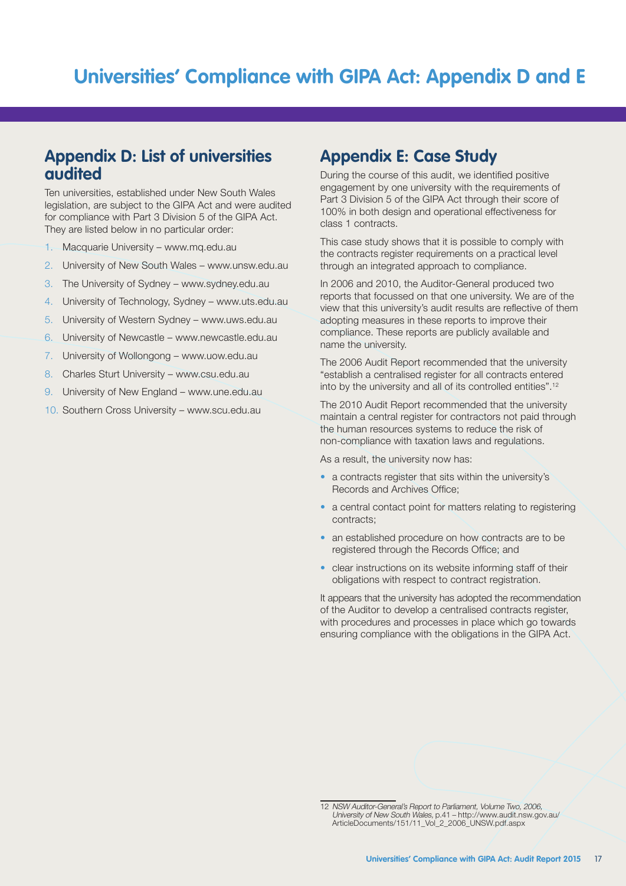# Universities' Compliance with GIPA Act: Appendix D and E

## Appendix D: List of universities audited

Ten universities, established under New South Wales legislation, are subject to the GIPA Act and were audited for compliance with Part 3 Division 5 of the GIPA Act. They are listed below in no particular order:

1. Macquarie University – www.mq.edu.au
2. University of New South Wales – www.unsw.edu.au
3. The University of Sydney – www.sydney.edu.au
4. University of Technology, Sydney – www.uts.edu.au
5. University of Western Sydney – www.uws.edu.au
6. University of Newcastle – www.newcastle.edu.au
7. University of Wollongong – www.uow.edu.au
8. Charles Sturt University – www.csu.edu.au
9. University of New England – www.une.edu.au
10. Southern Cross University – www.scu.edu.au

## Appendix E: Case Study

During the course of this audit, we identified positive engagement by one university with the requirements of Part 3 Division 5 of the GIPA Act through their score of 100% in both design and operational effectiveness for class 1 contracts.

This case study shows that it is possible to comply with the contracts register requirements on a practical level through an integrated approach to compliance.

In 2006 and 2010, the Auditor-General produced two reports that focussed on that one university. We are of the view that this university's audit results are reflective of them adopting measures in these reports to improve their compliance. These reports are publicly available and name the university.

The 2006 Audit Report recommended that the university "establish a centralised register for all contracts entered into by the university and all of its controlled entities".[12]

The 2010 Audit Report recommended that the university maintain a central register for contractors not paid through the human resources systems to reduce the risk of non-compliance with taxation laws and regulations.

As a result, the university now has:

- a contracts register that sits within the university's Records and Archives Office;
- a central contact point for matters relating to registering contracts;
- an established procedure on how contracts are to be registered through the Records Office; and
- clear instructions on its website informing staff of their obligations with respect to contract registration.

It appears that the university has adopted the recommendation of the Auditor to develop a centralised contracts register, with procedures and processes in place which go towards ensuring compliance with the obligations in the GIPA Act.

---

12 *NSW Auditor-General's Report to Parliament, Volume Two, 2006, University of New South Wales,* p.41 – http://www.audit.nsw.gov.au/ArticleDocuments/151/11_Vol_2_2006_UNSW.pdf.aspx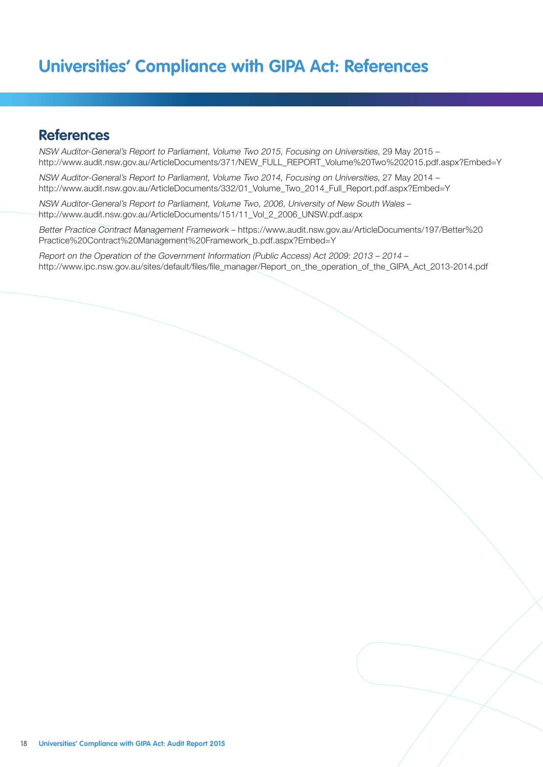# Universities' Compliance with GIPA Act: References

## References

*NSW Auditor-General's Report to Parliament, Volume Two 2015, Focusing on Universities*, 29 May 2015 – http://www.audit.nsw.gov.au/ArticleDocuments/371/NEW_FULL_REPORT_Volume%20Two%202015.pdf.aspx?Embed=Y

*NSW Auditor-General's Report to Parliament, Volume Two 2014, Focusing on Universities*, 27 May 2014 – http://www.audit.nsw.gov.au/ArticleDocuments/332/01_Volume_Two_2014_Full_Report.pdf.aspx?Embed=Y

*NSW Auditor-General's Report to Parliament, Volume Two, 2006, University of New South Wales* – http://www.audit.nsw.gov.au/ArticleDocuments/151/11_Vol_2_2006_UNSW.pdf.aspx

*Better Practice Contract Management Framework* – https://www.audit.nsw.gov.au/ArticleDocuments/197/Better%20Practice%20Contract%20Management%20Framework_b.pdf.aspx?Embed=Y

*Report on the Operation of the Government Information (Public Access) Act 2009: 2013 – 2014* – http://www.ipc.nsw.gov.au/sites/default/files/file_manager/Report_on_the_operation_of_the_GIPA_Act_2013-2014.pdf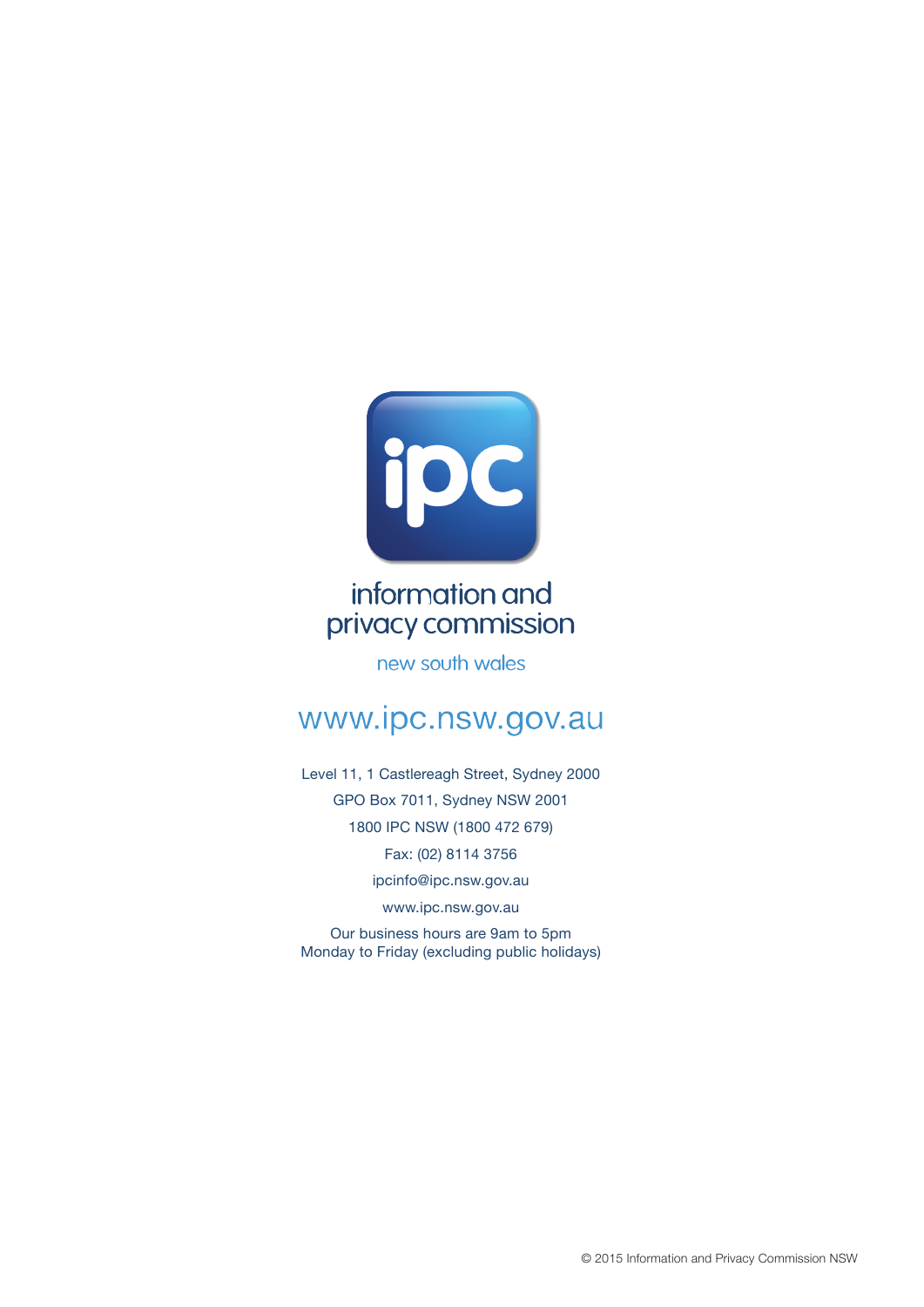ipc

information and privacy commission

new south wales

www.ipc.nsw.gov.au

Level 11, 1 Castlereagh Street, Sydney 2000

GPO Box 7011, Sydney NSW 2001

1800 IPC NSW (1800 472 679)

Fax: (02) 8114 3756

ipcinfo@ipc.nsw.gov.au

www.ipc.nsw.gov.au

Our business hours are 9am to 5pm
Monday to Friday (excluding public holidays)

© 2015 Information and Privacy Commission NSW